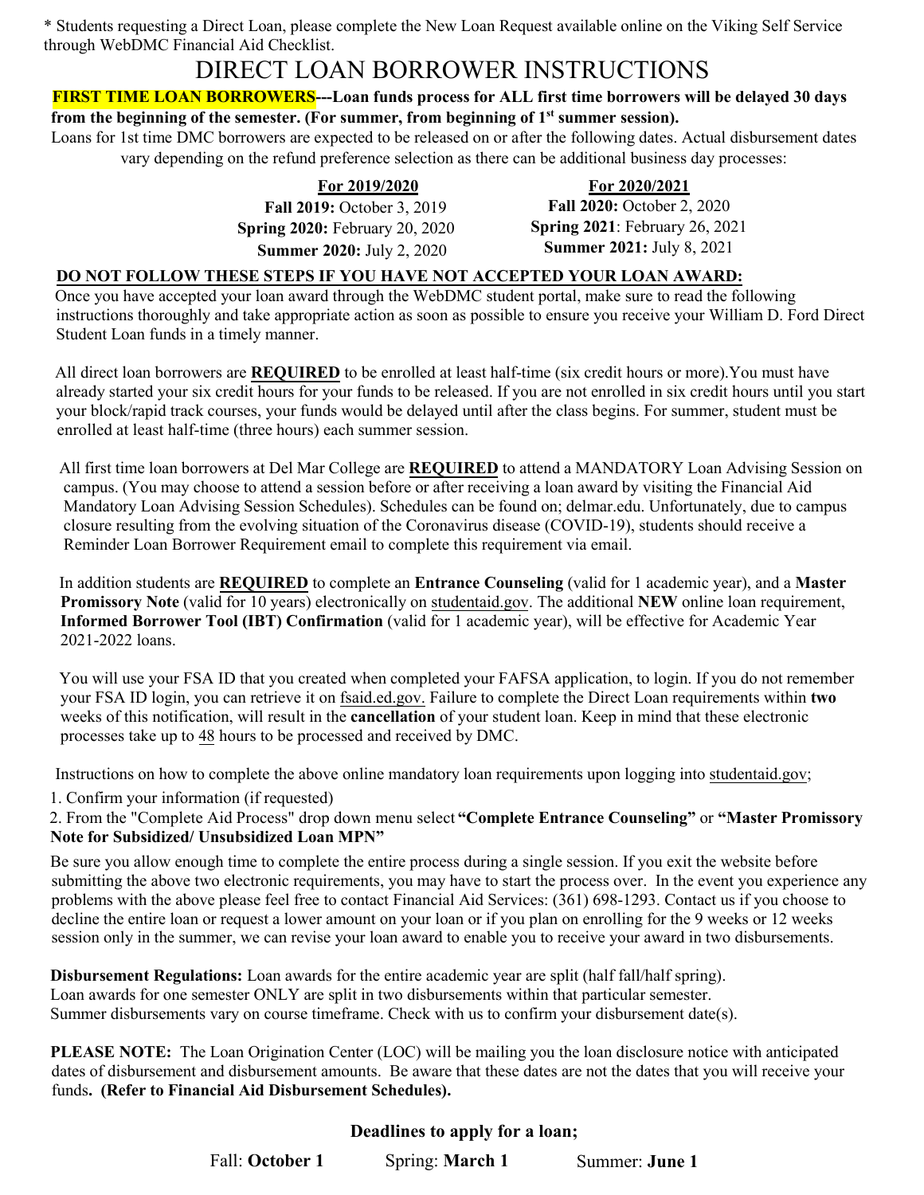* Students requesting a Direct Loan, please complete the New Loan Request available online on the Viking Self Service through WebDMC Financial Aid Checklist.

# DIRECT LOAN BORROWER INSTRUCTIONS

**FIRST TIME LOAN BORROWERS---Loan funds process for ALL first time borrowers will be delayed 30 days from the beginning of the semester. (For summer, from beginning of 1st summer session).**

Loans for 1st time DMC borrowers are expected to be released on or after the following dates. Actual disbursement dates vary depending on the refund preference selection as there can be additional business day processes:

| For 2019/2020 | For 2020/2021 |
|---|---|
| **Fall 2019:** October 3, 2019 | **Fall 2020:** October 2, 2020 |
| **Spring 2020:** February 20, 2020 | **Spring 2021**: February 26, 2021 |
| **Summer 2020:** July 2, 2020 | **Summer 2021:** July 8, 2021 |

**DO NOT FOLLOW THESE STEPS IF YOU HAVE NOT ACCEPTED YOUR LOAN AWARD:**

Once you have accepted your loan award through the WebDMC student portal, make sure to read the following instructions thoroughly and take appropriate action as soon as possible to ensure you receive your William D. Ford Direct Student Loan funds in a timely manner.

All direct loan borrowers are **REQUIRED** to be enrolled at least half-time (six credit hours or more).You must have already started your six credit hours for your funds to be released. If you are not enrolled in six credit hours until you start your block/rapid track courses, your funds would be delayed until after the class begins. For summer, student must be enrolled at least half-time (three hours) each summer session.

All first time loan borrowers at Del Mar College are **REQUIRED** to attend a MANDATORY Loan Advising Session on campus. (You may choose to attend a session before or after receiving a loan award by visiting the Financial Aid Mandatory Loan Advising Session Schedules). Schedules can be found on; delmar.edu. Unfortunately, due to campus closure resulting from the evolving situation of the Coronavirus disease (COVID-19), students should receive a Reminder Loan Borrower Requirement email to complete this requirement via email.

In addition students are **REQUIRED** to complete an **Entrance Counseling** (valid for 1 academic year), and a **Master Promissory Note** (valid for 10 years) electronically on studentaid.gov. The additional **NEW** online loan requirement, **Informed Borrower Tool (IBT) Confirmation** (valid for 1 academic year), will be effective for Academic Year 2021-2022 loans.

You will use your FSA ID that you created when completed your FAFSA application, to login. If you do not remember your FSA ID login, you can retrieve it on fsaid.ed.gov. Failure to complete the Direct Loan requirements within **two** weeks of this notification, will result in the **cancellation** of your student loan. Keep in mind that these electronic processes take up to 48 hours to be processed and received by DMC.

Instructions on how to complete the above online mandatory loan requirements upon logging into studentaid.gov;

1. Confirm your information (if requested)
2. From the "Complete Aid Process" drop down menu select **"Complete Entrance Counseling"** or **"Master Promissory Note for Subsidized/ Unsubsidized Loan MPN"**

Be sure you allow enough time to complete the entire process during a single session. If you exit the website before submitting the above two electronic requirements, you may have to start the process over. In the event you experience any problems with the above please feel free to contact Financial Aid Services: (361) 698-1293. Contact us if you choose to decline the entire loan or request a lower amount on your loan or if you plan on enrolling for the 9 weeks or 12 weeks session only in the summer, we can revise your loan award to enable you to receive your award in two disbursements.

**Disbursement Regulations:** Loan awards for the entire academic year are split (half fall/half spring). Loan awards for one semester ONLY are split in two disbursements within that particular semester. Summer disbursements vary on course timeframe. Check with us to confirm your disbursement date(s).

**PLEASE NOTE:** The Loan Origination Center (LOC) will be mailing you the loan disclosure notice with anticipated dates of disbursement and disbursement amounts. Be aware that these dates are not the dates that you will receive your funds**. (Refer to Financial Aid Disbursement Schedules).**

**Deadlines to apply for a loan;**

Fall: **October 1** Spring: **March 1** Summer: **June 1**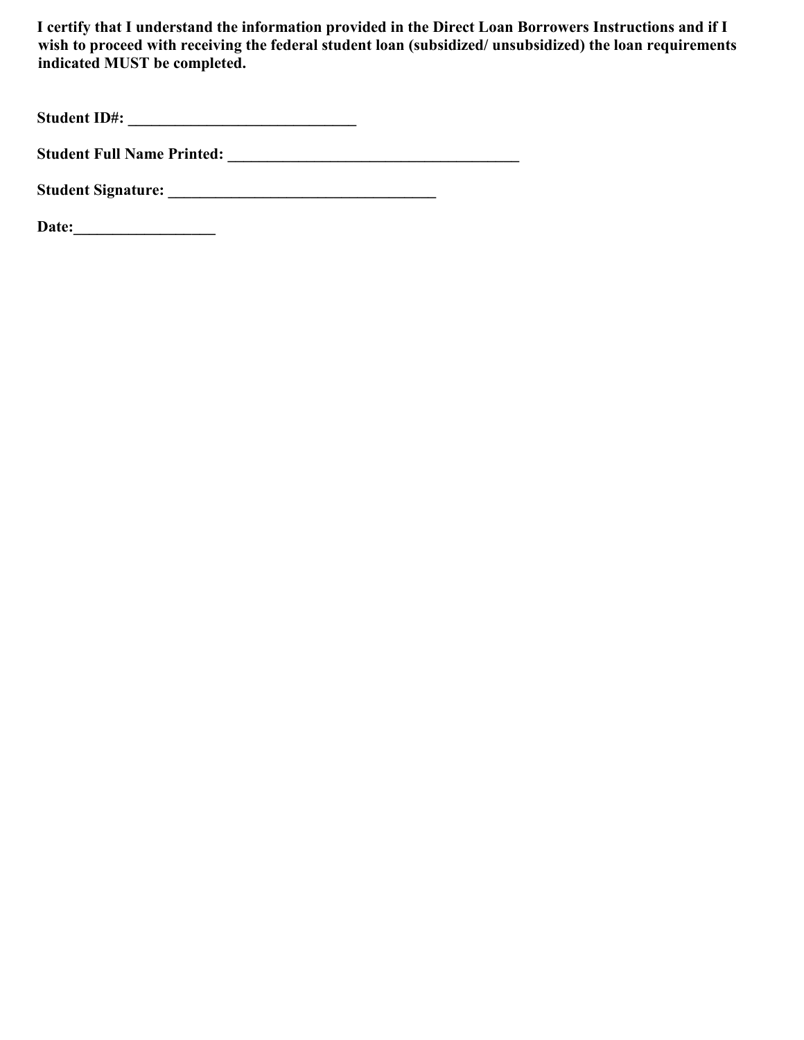**I certify that I understand the information provided in the Direct Loan Borrowers Instructions and if I wish to proceed with receiving the federal student loan (subsidized/ unsubsidized) the loan requirements indicated MUST be completed.**

**Student ID#: ______________________________**

**Student Full Name Printed: ______________________________________**

**Student Signature: ___________________________________**

**Date:__________________**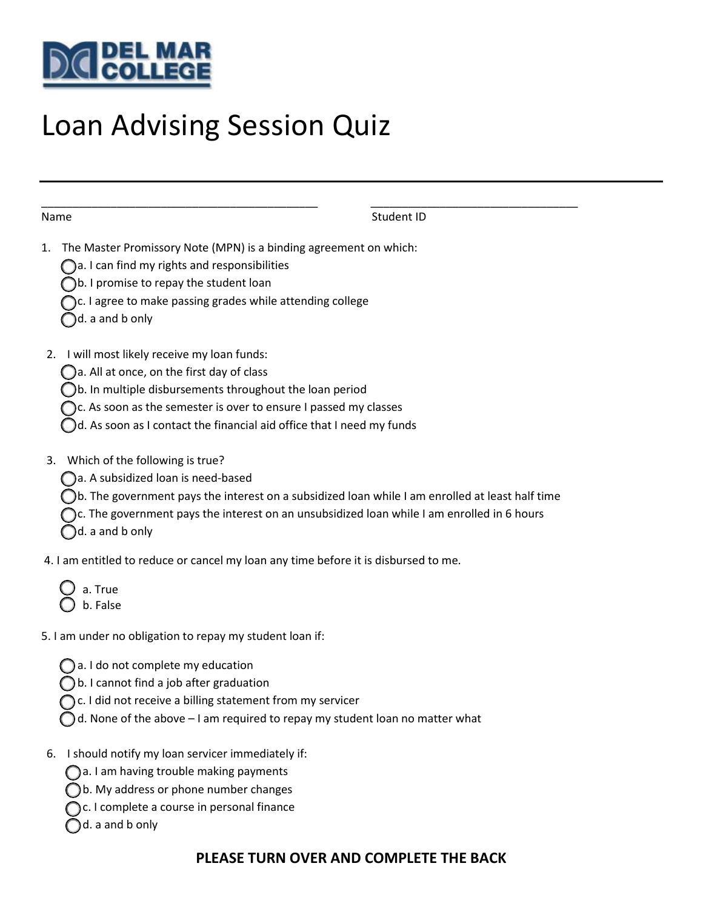DEL MAR COLLEGE

# Loan Advising Session Quiz

---

______________________________________________ ______________________________________

Name Student ID

1. The Master Promissory Note (MPN) is a binding agreement on which:
   - ◯ a. I can find my rights and responsibilities
   - ◯ b. I promise to repay the student loan
   - ◯ c. I agree to make passing grades while attending college
   - ◯ d. a and b only

2. I will most likely receive my loan funds:
   - ◯ a. All at once, on the first day of class
   - ◯ b. In multiple disbursements throughout the loan period
   - ◯ c. As soon as the semester is over to ensure I passed my classes
   - ◯ d. As soon as I contact the financial aid office that I need my funds

3. Which of the following is true?
   - ◯ a. A subsidized loan is need-based
   - ◯ b. The government pays the interest on a subsidized loan while I am enrolled at least half time
   - ◯ c. The government pays the interest on an unsubsidized loan while I am enrolled in 6 hours
   - ◯ d. a and b only

4. I am entitled to reduce or cancel my loan any time before it is disbursed to me.
   - ◯ a. True
   - ◯ b. False

5. I am under no obligation to repay my student loan if:
   - ◯ a. I do not complete my education
   - ◯ b. I cannot find a job after graduation
   - ◯ c. I did not receive a billing statement from my servicer
   - ◯ d. None of the above – I am required to repay my student loan no matter what

6. I should notify my loan servicer immediately if:
   - ◯ a. I am having trouble making payments
   - ◯ b. My address or phone number changes
   - ◯ c. I complete a course in personal finance
   - ◯ d. a and b only

**PLEASE TURN OVER AND COMPLETE THE BACK**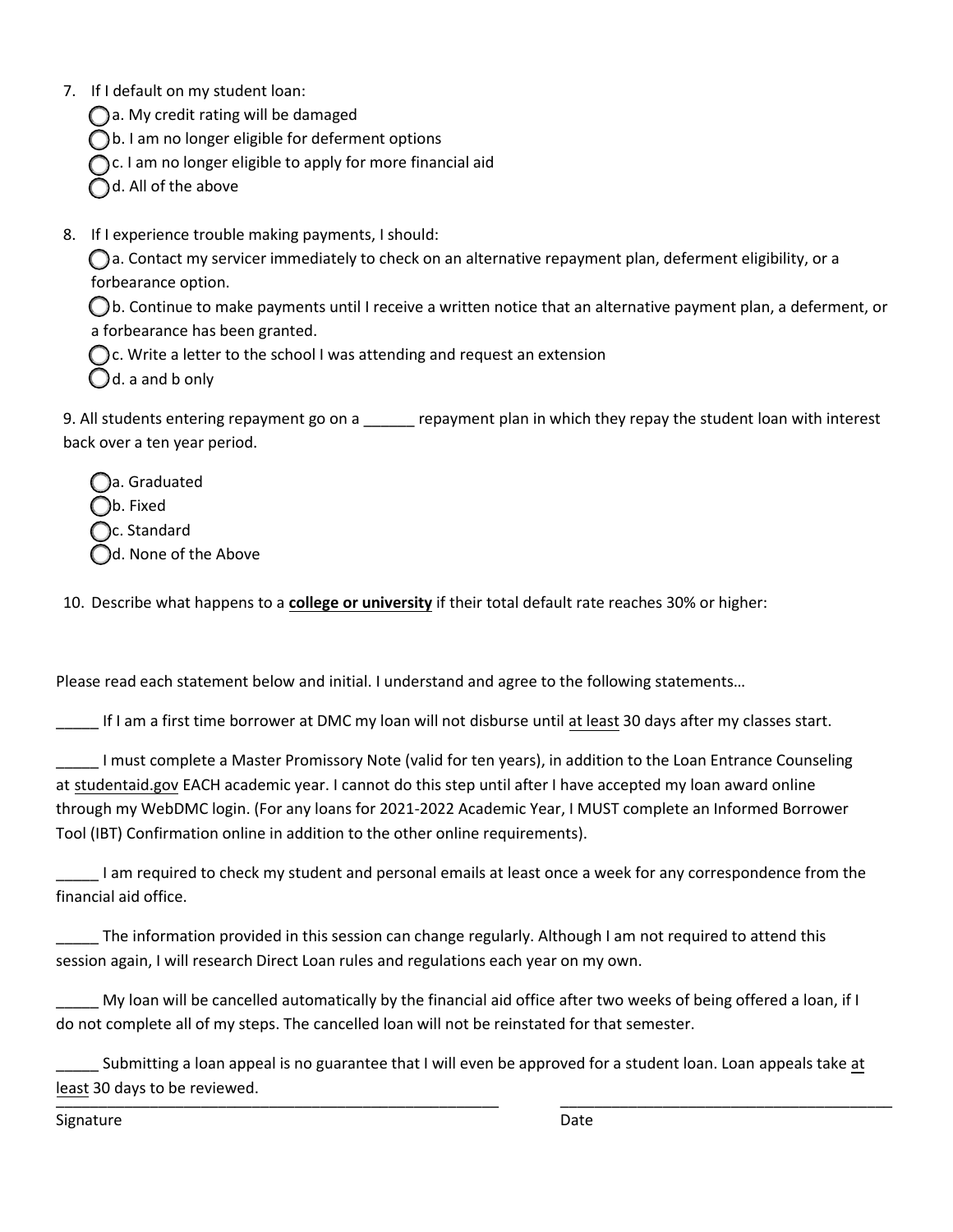7. If I default on my student loan:
   - ◯ a. My credit rating will be damaged
   - ◯ b. I am no longer eligible for deferment options
   - ◯ c. I am no longer eligible to apply for more financial aid
   - ◯ d. All of the above

8. If I experience trouble making payments, I should:
   - ◯ a. Contact my servicer immediately to check on an alternative repayment plan, deferment eligibility, or a forbearance option.
   - ◯ b. Continue to make payments until I receive a written notice that an alternative payment plan, a deferment, or a forbearance has been granted.
   - ◯ c. Write a letter to the school I was attending and request an extension
   - ◯ d. a and b only

9. All students entering repayment go on a ______ repayment plan in which they repay the student loan with interest back over a ten year period.
   - ◯ a. Graduated
   - ◯ b. Fixed
   - ◯ c. Standard
   - ◯ d. None of the Above

10. Describe what happens to a **<u>college or university</u>** if their total default rate reaches 30% or higher:

Please read each statement below and initial. I understand and agree to the following statements…

_____ If I am a first time borrower at DMC my loan will not disburse until <u>at least</u> 30 days after my classes start.

_____ I must complete a Master Promissory Note (valid for ten years), in addition to the Loan Entrance Counseling at <u>studentaid.gov</u> EACH academic year. I cannot do this step until after I have accepted my loan award online through my WebDMC login. (For any loans for 2021-2022 Academic Year, I MUST complete an Informed Borrower Tool (IBT) Confirmation online in addition to the other online requirements).

_____ I am required to check my student and personal emails at least once a week for any correspondence from the financial aid office.

_____ The information provided in this session can change regularly. Although I am not required to attend this session again, I will research Direct Loan rules and regulations each year on my own.

_____ My loan will be cancelled automatically by the financial aid office after two weeks of being offered a loan, if I do not complete all of my steps. The cancelled loan will not be reinstated for that semester.

_____ Submitting a loan appeal is no guarantee that I will even be approved for a student loan. Loan appeals take <u>at least</u> 30 days to be reviewed.

_______________________________________________________ Signature

_________________________________________ Date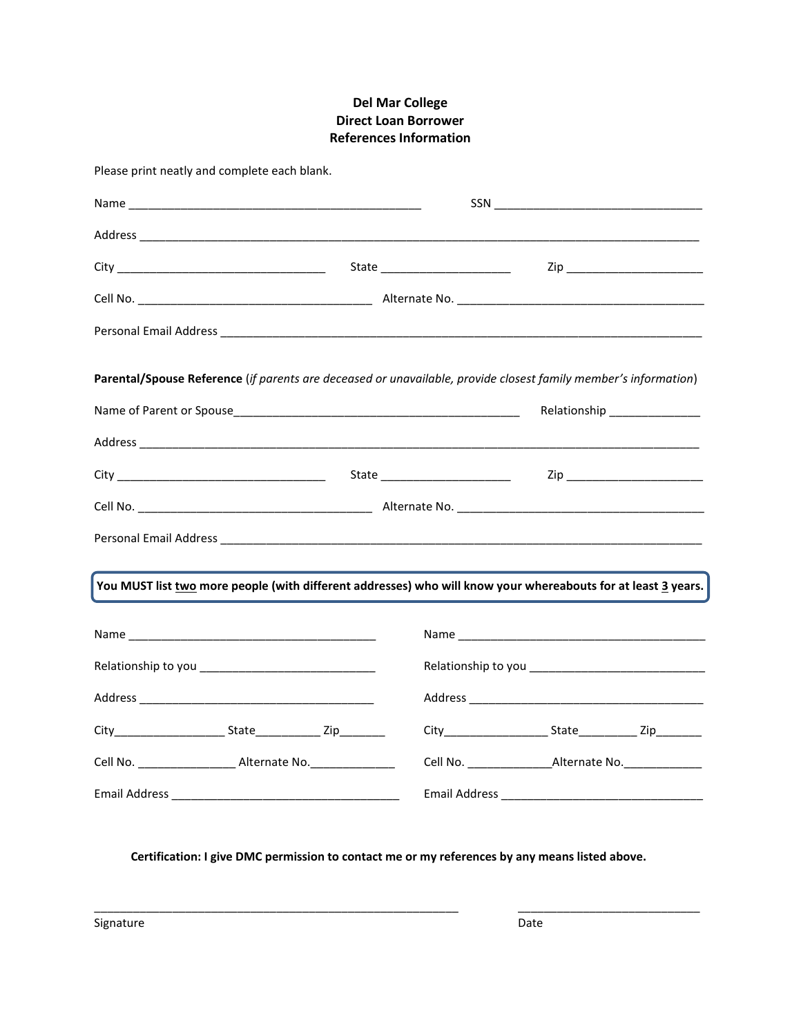**Del Mar College**
**Direct Loan Borrower**
**References Information**

Please print neatly and complete each blank.

Name ______________________________________________ SSN ________________________________

Address _________________________________________________________________________________

City _________________________________ State ____________________ Zip _____________________

Cell No. ____________________________________ Alternate No. _______________________________________

Personal Email Address ___________________________________________________________________________

**Parental/Spouse Reference** (*if parents are deceased or unavailable, provide closest family member's information*)

Name of Parent or Spouse_____________________________________________ Relationship ______________

Address _________________________________________________________________________________

City _________________________________ State ____________________ Zip _____________________

Cell No. ____________________________________ Alternate No. _______________________________________

Personal Email Address ___________________________________________________________________________

**You MUST list two more people (with different addresses) who will know your whereabouts for at least 3 years.**

Name _______________________________________

Relationship to you ___________________________

Address ____________________________________

City_________________ State__________ Zip_______

Cell No. _______________ Alternate No._____________

Email Address ___________________________________

Name _______________________________________

Relationship to you ___________________________

Address ____________________________________

City________________ State_________ Zip_______

Cell No. _____________Alternate No.____________

Email Address _______________________________

**Certification: I give DMC permission to contact me or my references by any means listed above.**

________________________________________________________ ____________________________

Signature Date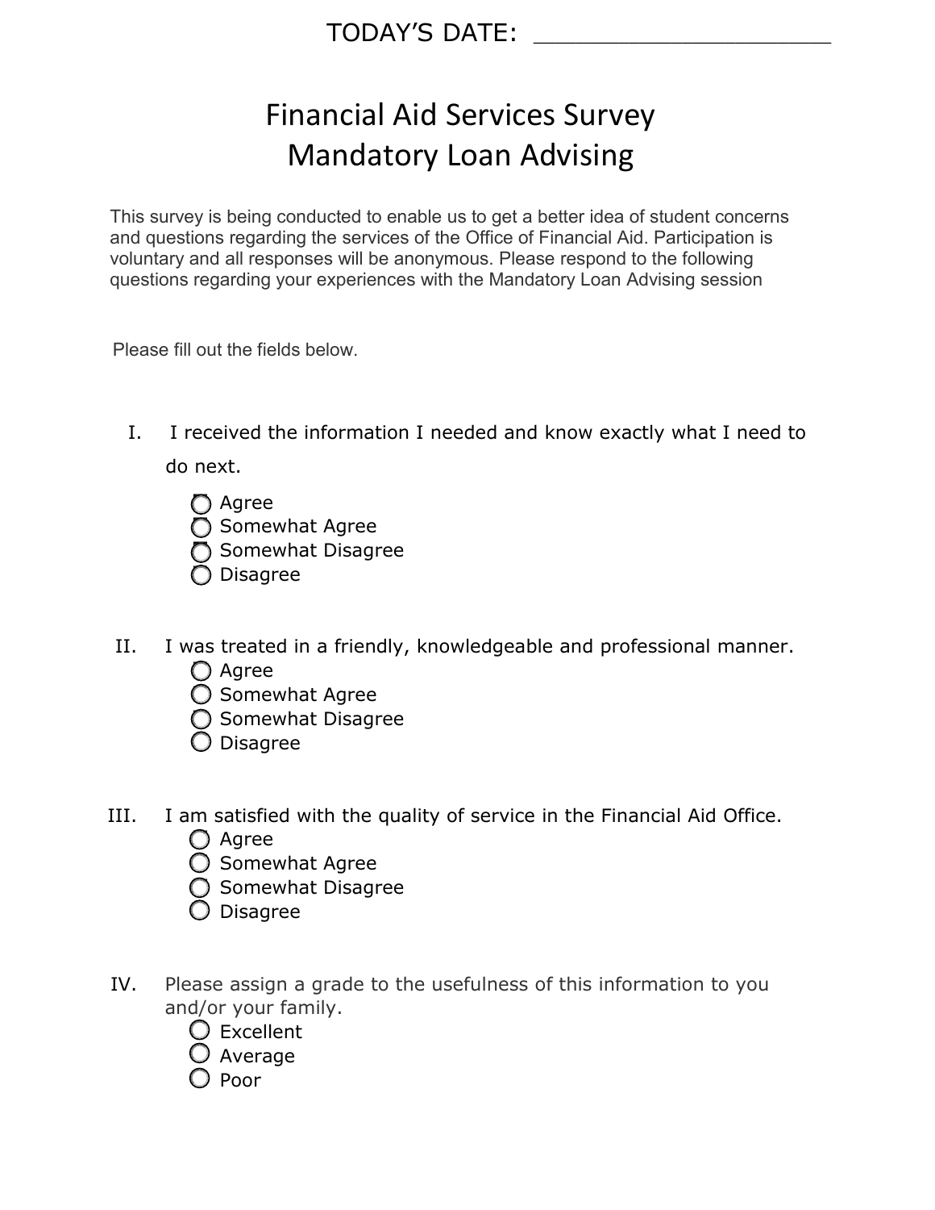TODAY'S DATE: ___________________

# Financial Aid Services Survey
# Mandatory Loan Advising

This survey is being conducted to enable us to get a better idea of student concerns and questions regarding the services of the Office of Financial Aid. Participation is voluntary and all responses will be anonymous. Please respond to the following questions regarding your experiences with the Mandatory Loan Advising session

Please fill out the fields below.

I. I received the information I needed and know exactly what I need to do next.
- ○ Agree
- ○ Somewhat Agree
- ○ Somewhat Disagree
- ○ Disagree

II. I was treated in a friendly, knowledgeable and professional manner.
- ○ Agree
- ○ Somewhat Agree
- ○ Somewhat Disagree
- ○ Disagree

III. I am satisfied with the quality of service in the Financial Aid Office.
- ○ Agree
- ○ Somewhat Agree
- ○ Somewhat Disagree
- ○ Disagree

IV. Please assign a grade to the usefulness of this information to you and/or your family.
- ○ Excellent
- ○ Average
- ○ Poor